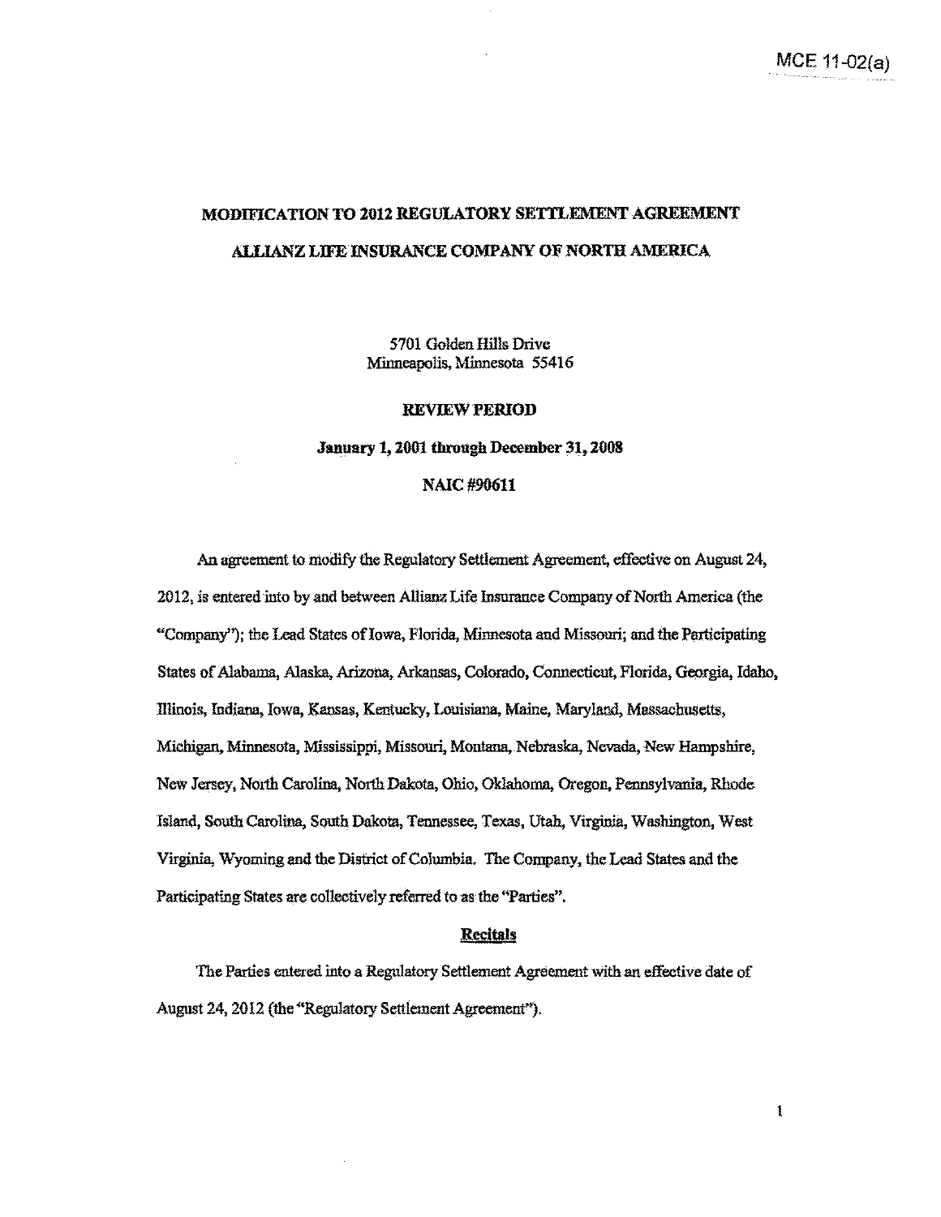MCE 11-02(a)

# MODIFICATION TO 2012 REGULATORY SETTLEMENT AGREEMENT

# ALLIANZ LIFE INSURANCE COMPANY OF NORTH AMERICA

5701 Golden Hills Drive
Minneapolis, Minnesota 55416

**REVIEW PERIOD**

**January 1, 2001 through December 31, 2008**

**NAIC #90611**

An agreement to modify the Regulatory Settlement Agreement, effective on August 24, 2012, is entered into by and between Allianz Life Insurance Company of North America (the "Company"); the Lead States of Iowa, Florida, Minnesota and Missouri; and the Participating States of Alabama, Alaska, Arizona, Arkansas, Colorado, Connecticut, Florida, Georgia, Idaho, Illinois, Indiana, Iowa, Kansas, Kentucky, Louisiana, Maine, Maryland, Massachusetts, Michigan, Minnesota, Mississippi, Missouri, Montana, Nebraska, Nevada, New Hampshire, New Jersey, North Carolina, North Dakota, Ohio, Oklahoma, Oregon, Pennsylvania, Rhode Island, South Carolina, South Dakota, Tennessee, Texas, Utah, Virginia, Washington, West Virginia, Wyoming and the District of Columbia. The Company, the Lead States and the Participating States are collectively referred to as the "Parties".

## Recitals

The Parties entered into a Regulatory Settlement Agreement with an effective date of August 24, 2012 (the "Regulatory Settlement Agreement").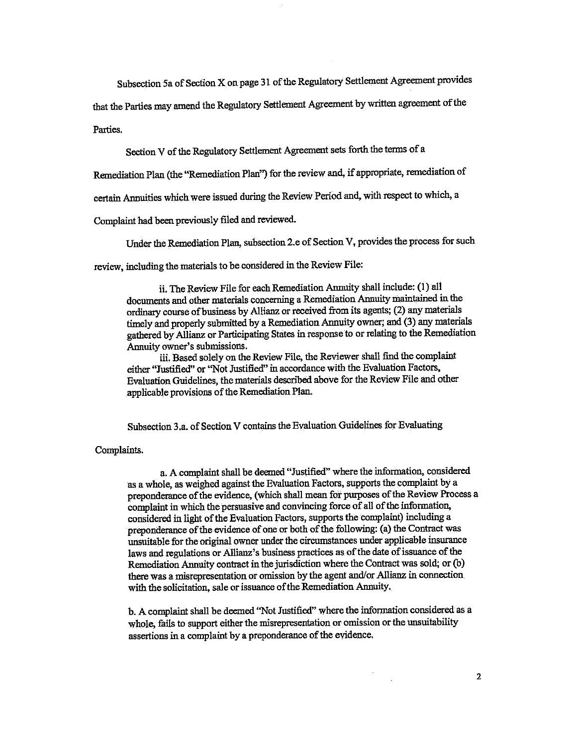Subsection 5a of Section X on page 31 of the Regulatory Settlement Agreement provides that the Parties may amend the Regulatory Settlement Agreement by written agreement of the Parties.

Section V of the Regulatory Settlement Agreement sets forth the terms of a Remediation Plan (the "Remediation Plan") for the review and, if appropriate, remediation of certain Annuities which were issued during the Review Period and, with respect to which, a Complaint had been previously filed and reviewed.

Under the Remediation Plan, subsection 2.e of Section V, provides the process for such review, including the materials to be considered in the Review File:

> ii. The Review File for each Remediation Annuity shall include: (1) all documents and other materials concerning a Remediation Annuity maintained in the ordinary course of business by Allianz or received from its agents; (2) any materials timely and properly submitted by a Remediation Annuity owner; and (3) any materials gathered by Allianz or Participating States in response to or relating to the Remediation Annuity owner's submissions.
>
> iii. Based solely on the Review File, the Reviewer shall find the complaint either "Justified" or "Not Justified" in accordance with the Evaluation Factors, Evaluation Guidelines, the materials described above for the Review File and other applicable provisions of the Remediation Plan.

Subsection 3.a. of Section V contains the Evaluation Guidelines for Evaluating Complaints.

> a. A complaint shall be deemed "Justified" where the information, considered as a whole, as weighed against the Evaluation Factors, supports the complaint by a preponderance of the evidence, (which shall mean for purposes of the Review Process a complaint in which the persuasive and convincing force of all of the information, considered in light of the Evaluation Factors, supports the complaint) including a preponderance of the evidence of one or both of the following: (a) the Contract was unsuitable for the original owner under the circumstances under applicable insurance laws and regulations or Allianz's business practices as of the date of issuance of the Remediation Annuity contract in the jurisdiction where the Contract was sold; or (b) there was a misrepresentation or omission by the agent and/or Allianz in connection with the solicitation, sale or issuance of the Remediation Annuity.
>
> b. A complaint shall be deemed "Not Justified" where the information considered as a whole, fails to support either the misrepresentation or omission or the unsuitability assertions in a complaint by a preponderance of the evidence.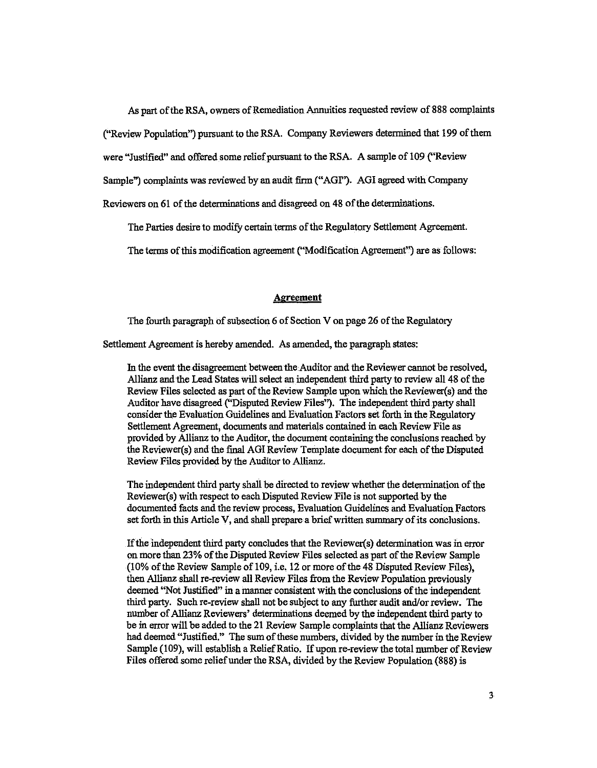As part of the RSA, owners of Remediation Annuities requested review of 888 complaints ("Review Population") pursuant to the RSA. Company Reviewers determined that 199 of them were "Justified" and offered some relief pursuant to the RSA. A sample of 109 ("Review Sample") complaints was reviewed by an audit firm ("AGI"). AGI agreed with Company Reviewers on 61 of the determinations and disagreed on 48 of the determinations.

The Parties desire to modify certain terms of the Regulatory Settlement Agreement.

The terms of this modification agreement ("Modification Agreement") are as follows:

## Agreement

The fourth paragraph of subsection 6 of Section V on page 26 of the Regulatory Settlement Agreement is hereby amended. As amended, the paragraph states:

> In the event the disagreement between the Auditor and the Reviewer cannot be resolved, Allianz and the Lead States will select an independent third party to review all 48 of the Review Files selected as part of the Review Sample upon which the Reviewer(s) and the Auditor have disagreed ("Disputed Review Files"). The independent third party shall consider the Evaluation Guidelines and Evaluation Factors set forth in the Regulatory Settlement Agreement, documents and materials contained in each Review File as provided by Allianz to the Auditor, the document containing the conclusions reached by the Reviewer(s) and the final AGI Review Template document for each of the Disputed Review Files provided by the Auditor to Allianz.
>
> The independent third party shall be directed to review whether the determination of the Reviewer(s) with respect to each Disputed Review File is not supported by the documented facts and the review process, Evaluation Guidelines and Evaluation Factors set forth in this Article V, and shall prepare a brief written summary of its conclusions.
>
> If the independent third party concludes that the Reviewer(s) determination was in error on more than 23% of the Disputed Review Files selected as part of the Review Sample (10% of the Review Sample of 109, i.e. 12 or more of the 48 Disputed Review Files), then Allianz shall re-review all Review Files from the Review Population previously deemed "Not Justified" in a manner consistent with the conclusions of the independent third party. Such re-review shall not be subject to any further audit and/or review. The number of Allianz Reviewers' determinations deemed by the independent third party to be in error will be added to the 21 Review Sample complaints that the Allianz Reviewers had deemed "Justified." The sum of these numbers, divided by the number in the Review Sample (109), will establish a Relief Ratio. If upon re-review the total number of Review Files offered some relief under the RSA, divided by the Review Population (888) is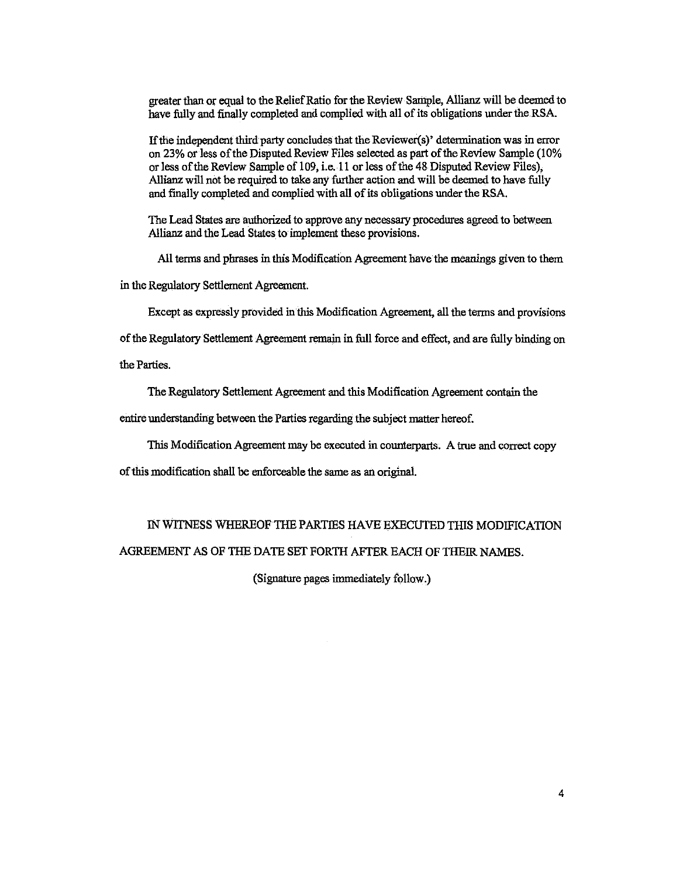greater than or equal to the Relief Ratio for the Review Sample, Allianz will be deemed to have fully and finally completed and complied with all of its obligations under the RSA.

If the independent third party concludes that the Reviewer(s)' determination was in error on 23% or less of the Disputed Review Files selected as part of the Review Sample (10% or less of the Review Sample of 109, i.e. 11 or less of the 48 Disputed Review Files), Allianz will not be required to take any further action and will be deemed to have fully and finally completed and complied with all of its obligations under the RSA.

The Lead States are authorized to approve any necessary procedures agreed to between Allianz and the Lead States to implement these provisions.

All terms and phrases in this Modification Agreement have the meanings given to them in the Regulatory Settlement Agreement.

Except as expressly provided in this Modification Agreement, all the terms and provisions of the Regulatory Settlement Agreement remain in full force and effect, and are fully binding on the Parties.

The Regulatory Settlement Agreement and this Modification Agreement contain the entire understanding between the Parties regarding the subject matter hereof.

This Modification Agreement may be executed in counterparts. A true and correct copy of this modification shall be enforceable the same as an original.

IN WITNESS WHEREOF THE PARTIES HAVE EXECUTED THIS MODIFICATION AGREEMENT AS OF THE DATE SET FORTH AFTER EACH OF THEIR NAMES.

(Signature pages immediately follow.)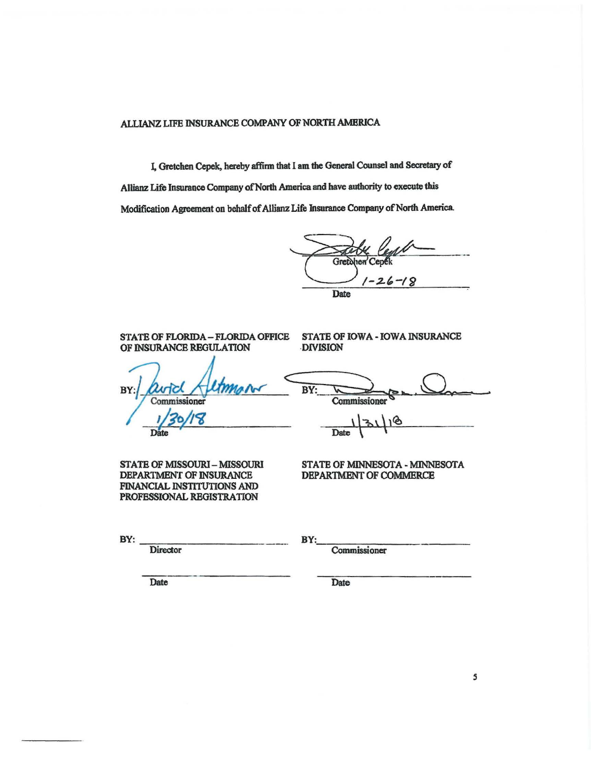ALLIANZ LIFE INSURANCE COMPANY OF NORTH AMERICA

I, Gretchen Cepek, hereby affirm that I am the General Counsel and Secretary of Allianz Life Insurance Company of North America and have authority to execute this Modification Agreement on behalf of Allianz Life Insurance Company of North America.

Gretchen Cepek

1-26-18

Date

**STATE OF FLORIDA – FLORIDA OFFICE OF INSURANCE REGULATION**

BY: David Altmaier

Commissioner

1/30/18

Date

**STATE OF IOWA - IOWA INSURANCE DIVISION**

BY: ____________________

Commissioner

1/31/18

Date

**STATE OF MISSOURI – MISSOURI DEPARTMENT OF INSURANCE FINANCIAL INSTITUTIONS AND PROFESSIONAL REGISTRATION**

BY: ____________________

Director

____________________

Date

**STATE OF MINNESOTA - MINNESOTA DEPARTMENT OF COMMERCE**

BY: ____________________

Commissioner

____________________

Date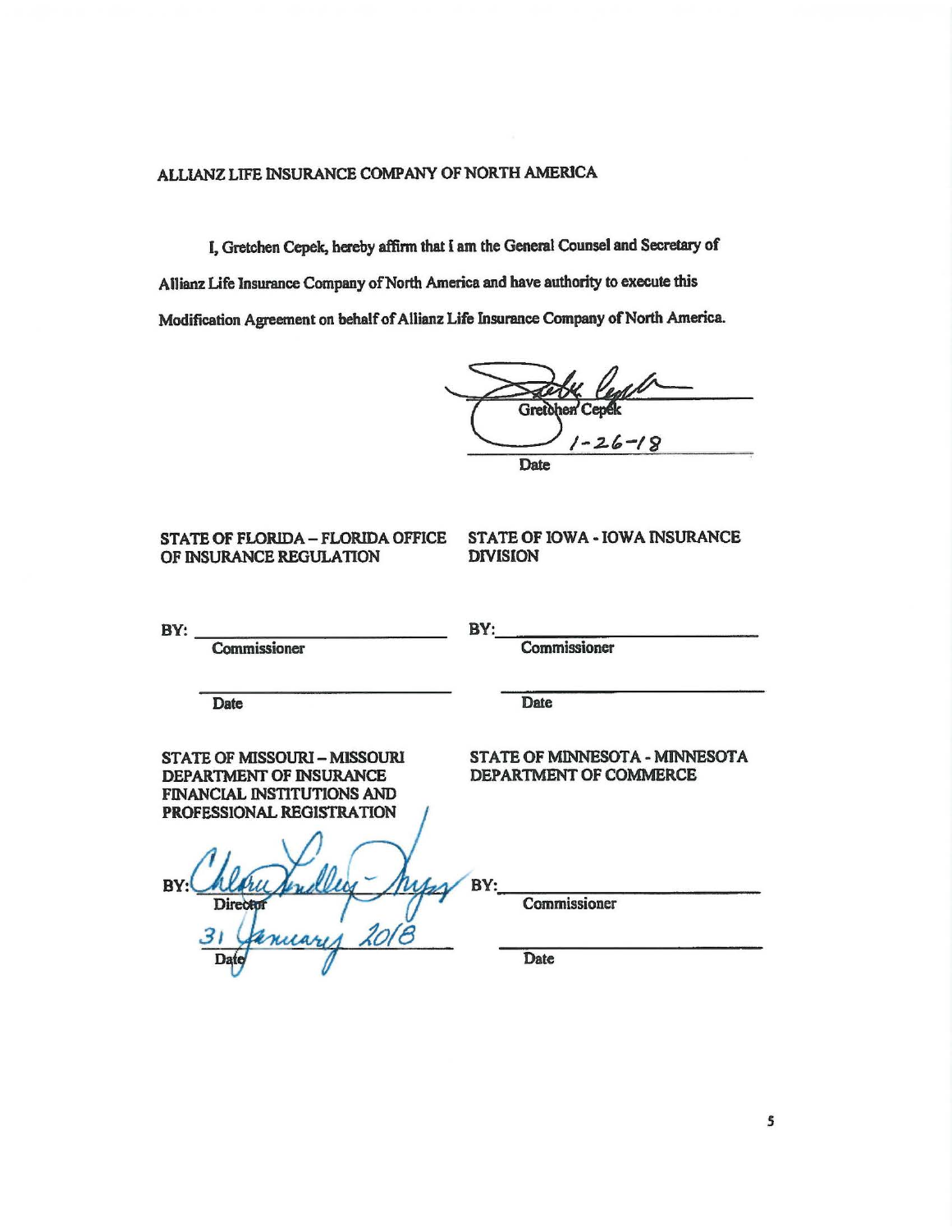ALLIANZ LIFE INSURANCE COMPANY OF NORTH AMERICA

I, Gretchen Cepek, hereby affirm that I am the General Counsel and Secretary of Allianz Life Insurance Company of North America and have authority to execute this Modification Agreement on behalf of Allianz Life Insurance Company of North America.

Gretchen Cepek

1-26-18

Date

| STATE OF FLORIDA – FLORIDA OFFICE OF INSURANCE REGULATION | STATE OF IOWA - IOWA INSURANCE DIVISION |
|---|---|
| BY: ____________________ | BY: ____________________ |
| Commissioner | Commissioner |
| ____________________ | ____________________ |
| Date | Date |
| STATE OF MISSOURI – MISSOURI DEPARTMENT OF INSURANCE FINANCIAL INSTITUTIONS AND PROFESSIONAL REGISTRATION | STATE OF MINNESOTA - MINNESOTA DEPARTMENT OF COMMERCE |
| BY: Chlora Lindley-Myers | BY: ____________________ |
| Director | Commissioner |
| 31 January 2018 | ____________________ |
| Date | Date |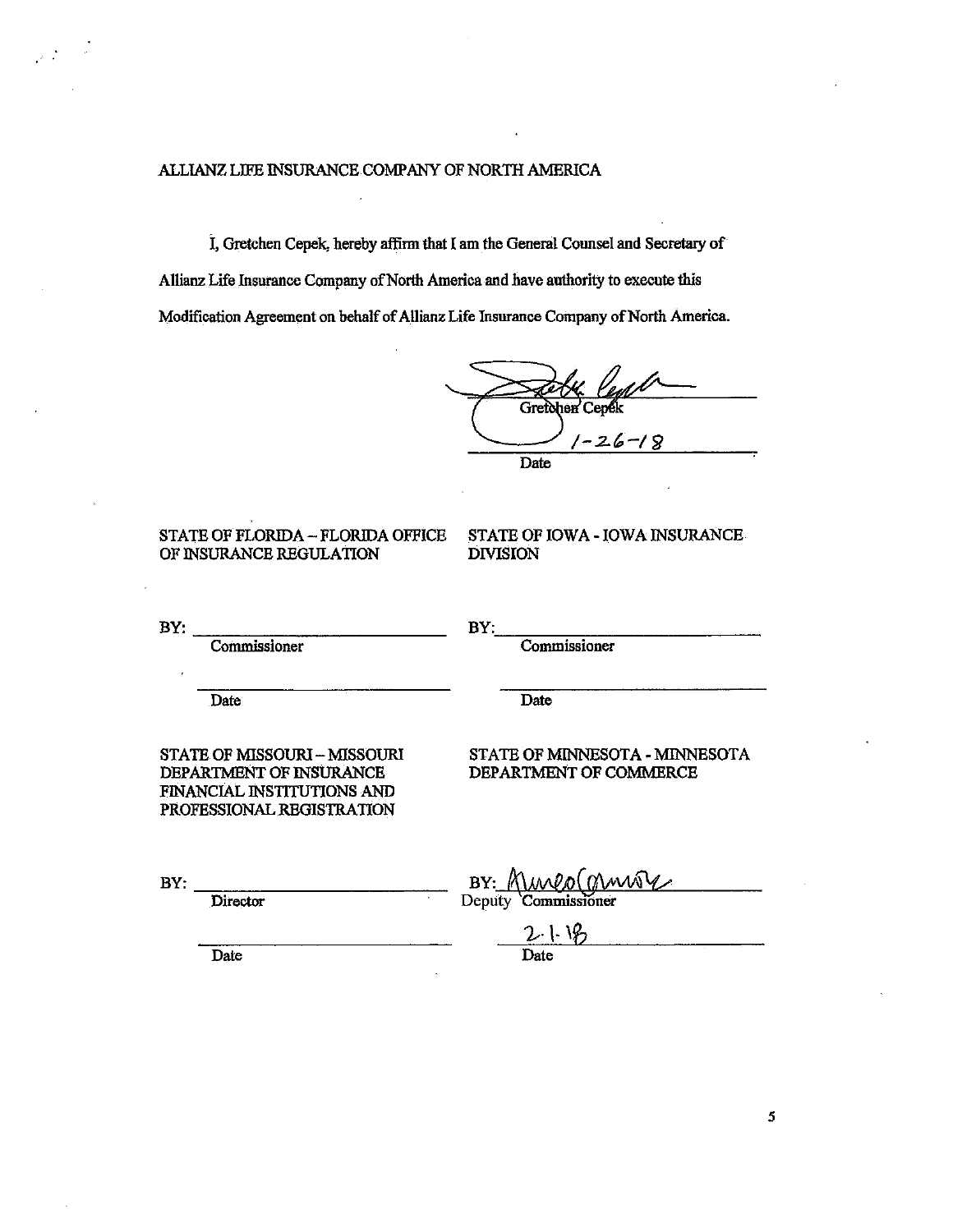ALLIANZ LIFE INSURANCE COMPANY OF NORTH AMERICA

I, Gretchen Cepek, hereby affirm that I am the General Counsel and Secretary of Allianz Life Insurance Company of North America and have authority to execute this Modification Agreement on behalf of Allianz Life Insurance Company of North America.

Gretchen Cepek

1-26-18

Date

STATE OF FLORIDA – FLORIDA OFFICE OF INSURANCE REGULATION

BY: ______________________
Commissioner

______________________
Date

STATE OF IOWA - IOWA INSURANCE DIVISION

BY: ______________________
Commissioner

______________________
Date

STATE OF MISSOURI – MISSOURI DEPARTMENT OF INSURANCE FINANCIAL INSTITUTIONS AND PROFESSIONAL REGISTRATION

BY: ______________________
Director

______________________
Date

STATE OF MINNESOTA - MINNESOTA DEPARTMENT OF COMMERCE

BY: ______________________
Deputy Commissioner

2-1-18

Date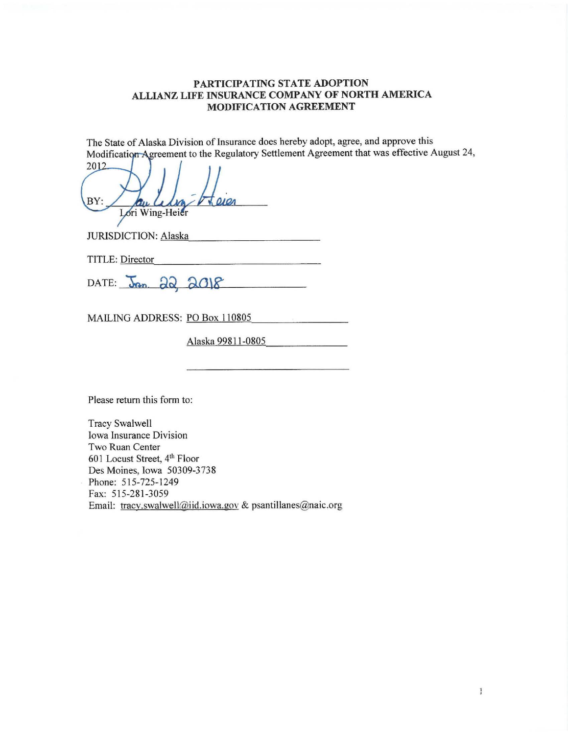# PARTICIPATING STATE ADOPTION
# ALLIANZ LIFE INSURANCE COMPANY OF NORTH AMERICA
# MODIFICATION AGREEMENT

The State of Alaska Division of Insurance does hereby adopt, agree, and approve this Modification Agreement to the Regulatory Settlement Agreement that was effective August 24, 2012.

BY: Lori Wing-Heier
Lori Wing-Heier

JURISDICTION: Alaska

TITLE: Director

DATE: Jan. 22 2018

MAILING ADDRESS: PO Box 110805

Alaska 99811-0805

Please return this form to:

Tracy Swalwell
Iowa Insurance Division
Two Ruan Center
601 Locust Street, 4th Floor
Des Moines, Iowa 50309-3738
Phone: 515-725-1249
Fax: 515-281-3059
Email: tracy.swalwell@iid.iowa.gov & psantillanes@naic.org